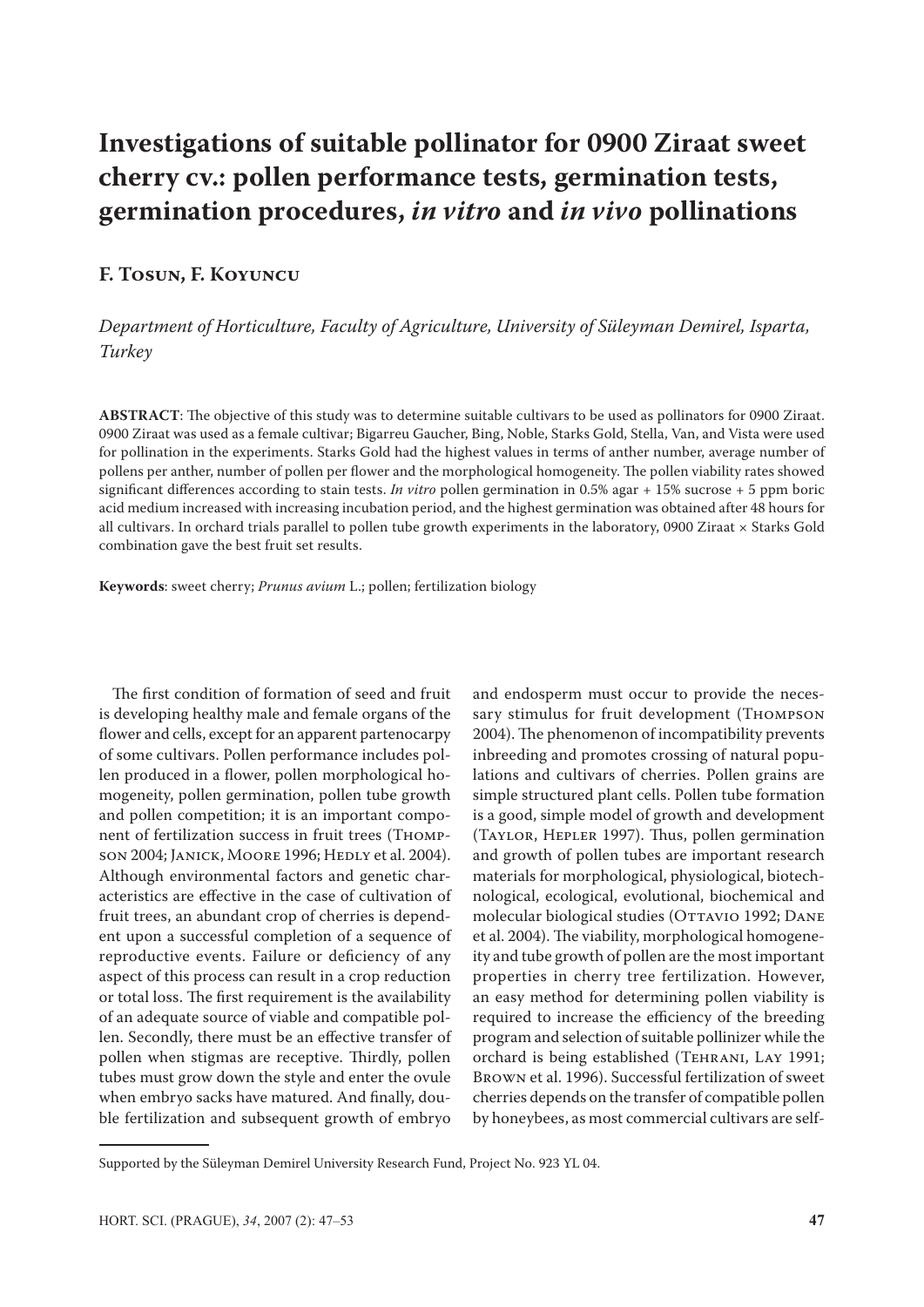# Investigations of suitable pollinator for 0900 Ziraat sweet cherry cv.: pollen performance tests, germination tests, germination procedures, *in vitro* and *in vivo* pollinations

**F. Tosun, F. Koyuncu**

*Department of Horticulture, Faculty of Agriculture, University of Süleyman Demirel, Isparta, Turkey*

**ABSTRACT**: The objective of this study was to determine suitable cultivars to be used as pollinators for 0900 Ziraat. 0900 Ziraat was used as a female cultivar; Bigarreu Gaucher, Bing, Noble, Starks Gold, Stella, Van, and Vista were used for pollination in the experiments. Starks Gold had the highest values in terms of anther number, average number of pollens per anther, number of pollen per flower and the morphological homogeneity. The pollen viability rates showed significant differences according to stain tests. *In vitro* pollen germination in 0.5% agar + 15% sucrose + 5 ppm boric acid medium increased with increasing incubation period, and the highest germination was obtained after 48 hours for all cultivars. In orchard trials parallel to pollen tube growth experiments in the laboratory, 0900 Ziraat × Starks Gold combination gave the best fruit set results.

**Keywords**: sweet cherry; *Prunus avium* L.; pollen; fertilization biology

The first condition of formation of seed and fruit is developing healthy male and female organs of the flower and cells, except for an apparent partenocarpy of some cultivars. Pollen performance includes pollen produced in a flower, pollen morphological homogeneity, pollen germination, pollen tube growth and pollen competition; it is an important component of fertilization success in fruit trees (Thompson 2004; Janick, Moore 1996; Hedly et al. 2004). Although environmental factors and genetic characteristics are effective in the case of cultivation of fruit trees, an abundant crop of cherries is dependent upon a successful completion of a sequence of reproductive events. Failure or deficiency of any aspect of this process can result in a crop reduction or total loss. The first requirement is the availability of an adequate source of viable and compatible pollen. Secondly, there must be an effective transfer of pollen when stigmas are receptive. Thirdly, pollen tubes must grow down the style and enter the ovule when embryo sacks have matured. And finally, double fertilization and subsequent growth of embryo and endosperm must occur to provide the necessary stimulus for fruit development (Thompson 2004). The phenomenon of incompatibility prevents inbreeding and promotes crossing of natural populations and cultivars of cherries. Pollen grains are simple structured plant cells. Pollen tube formation is a good, simple model of growth and development (Taylor, Hepler 1997). Thus, pollen germination and growth of pollen tubes are important research materials for morphological, physiological, biotechnological, ecological, evolutional, biochemical and molecular biological studies (Ottavio 1992; Dane et al. 2004). The viability, morphological homogeneity and tube growth of pollen are the most important properties in cherry tree fertilization. However, an easy method for determining pollen viability is required to increase the efficiency of the breeding program and selection of suitable pollinizer while the orchard is being established (Tehrani, Lay 1991; Brown et al. 1996). Successful fertilization of sweet cherries depends on the transfer of compatible pollen by honeybees, as most commercial cultivars are self-

Supported by the Süleyman Demirel University Research Fund, Project No. 923 YL 04.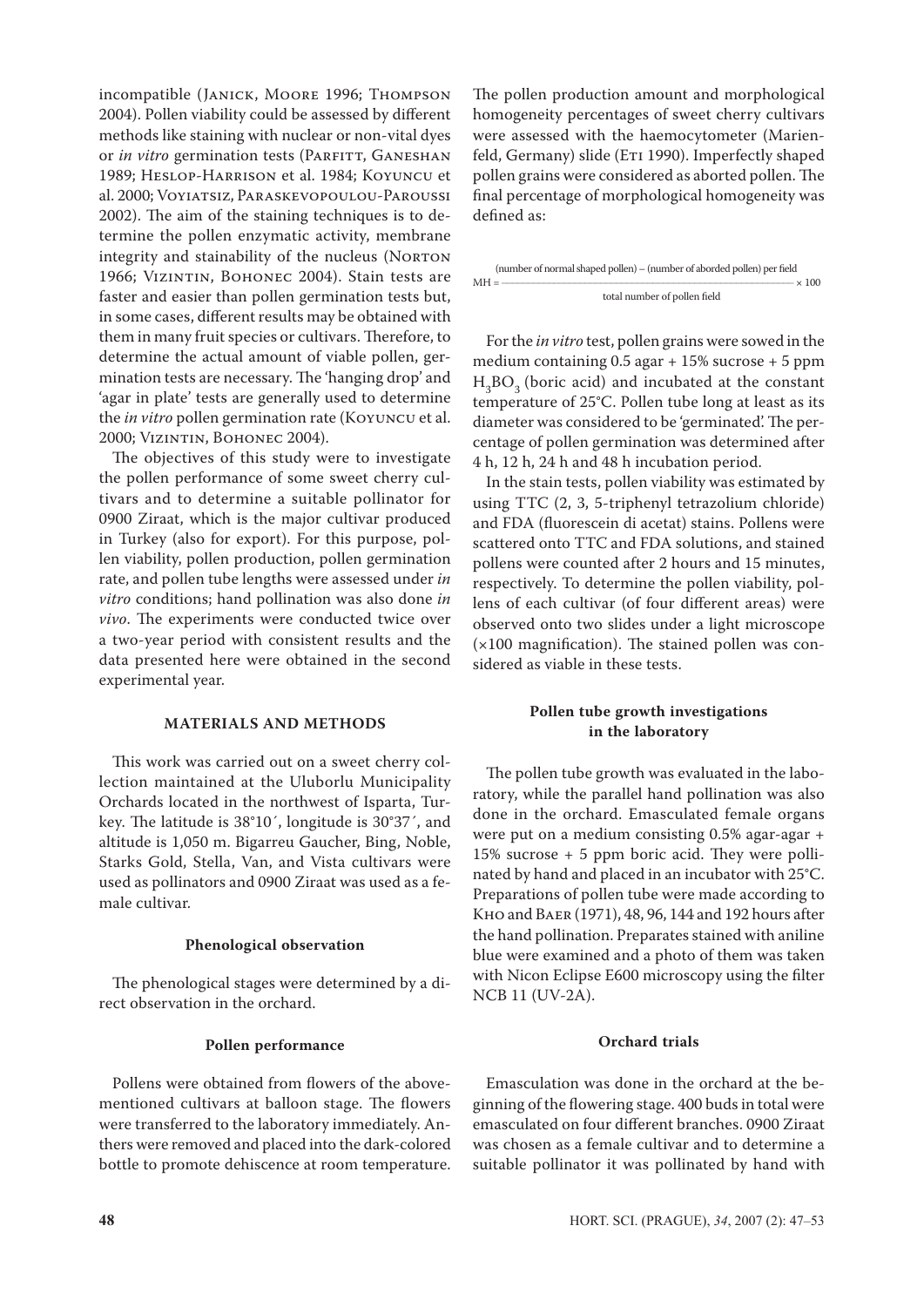incompatible (Janick, Moore 1996; Thompson 2004). Pollen viability could be assessed by different methods like staining with nuclear or non-vital dyes or *in vitro* germination tests (Parfitt, Ganeshan 1989; Heslop-Harrison et al. 1984; Koyuncu et al. 2000; Voyiatsiz, Paraskevopoulou-Paroussi 2002). The aim of the staining techniques is to determine the pollen enzymatic activity, membrane integrity and stainability of the nucleus (Norton 1966; Vizintin, Bohonec 2004). Stain tests are faster and easier than pollen germination tests but, in some cases, different results may be obtained with them in many fruit species or cultivars. Therefore, to determine the actual amount of viable pollen, germination tests are necessary. The 'hanging drop' and 'agar in plate' tests are generally used to determine the *in vitro* pollen germination rate (Koyuncu et al. 2000; Vizintin, Bohonec 2004).

The objectives of this study were to investigate the pollen performance of some sweet cherry cultivars and to determine a suitable pollinator for 0900 Ziraat, which is the major cultivar produced in Turkey (also for export). For this purpose, pollen viability, pollen production, pollen germination rate, and pollen tube lengths were assessed under *in vitro* conditions; hand pollination was also done *in vivo*. The experiments were conducted twice over a two-year period with consistent results and the data presented here were obtained in the second experimental year.

## MATERIALS AND METHODS

This work was carried out on a sweet cherry collection maintained at the Uluborlu Municipality Orchards located in the northwest of Isparta, Turkey. The latitude is 38°10´, longitude is 30°37´, and altitude is 1,050 m. Bigarreu Gaucher, Bing, Noble, Starks Gold, Stella, Van, and Vista cultivars were used as pollinators and 0900 Ziraat was used as a female cultivar.

### Phenological observation

The phenological stages were determined by a direct observation in the orchard.

### Pollen performance

Pollens were obtained from flowers of the above-mentioned cultivars at balloon stage. The flowers were transferred to the laboratory immediately. Anthers were removed and placed into the dark-colored bottle to promote dehiscence at room temperature. The pollen production amount and morphological homogeneity percentages of sweet cherry cultivars were assessed with the haemocytometer (Marienfeld, Germany) slide (Eti 1990). Imperfectly shaped pollen grains were considered as aborted pollen. The final percentage of morphological homogeneity was defined as:

$$MH = \frac{\text{(number of normal shaped pollen)} - \text{(number of aborded pollen) per field}}{\text{total number of pollen field}} \times 100$$

For the *in vitro* test, pollen grains were sowed in the medium containing 0.5 agar + 15% sucrose + 5 ppm $H_3BO_3$ (boric acid) and incubated at the constant temperature of 25°C. Pollen tube long at least as its diameter was considered to be 'germinated'. The percentage of pollen germination was determined after 4 h, 12 h, 24 h and 48 h incubation period.

In the stain tests, pollen viability was estimated by using TTC (2, 3, 5-triphenyl tetrazolium chloride) and FDA (fluorescein di acetat) stains. Pollens were scattered onto TTC and FDA solutions, and stained pollens were counted after 2 hours and 15 minutes, respectively. To determine the pollen viability, pollens of each cultivar (of four different areas) were observed onto two slides under a light microscope (×100 magnification). The stained pollen was considered as viable in these tests.

### Pollen tube growth investigations in the laboratory

The pollen tube growth was evaluated in the laboratory, while the parallel hand pollination was also done in the orchard. Emasculated female organs were put on a medium consisting 0.5% agar-agar + 15% sucrose + 5 ppm boric acid. They were pollinated by hand and placed in an incubator with 25°C. Preparations of pollen tube were made according to Kho and Baer (1971), 48, 96, 144 and 192 hours after the hand pollination. Preparates stained with aniline blue were examined and a photo of them was taken with Nicon Eclipse E600 microscopy using the filter NCB 11 (UV-2A).

### Orchard trials

Emasculation was done in the orchard at the beginning of the flowering stage. 400 buds in total were emasculated on four different branches. 0900 Ziraat was chosen as a female cultivar and to determine a suitable pollinator it was pollinated by hand with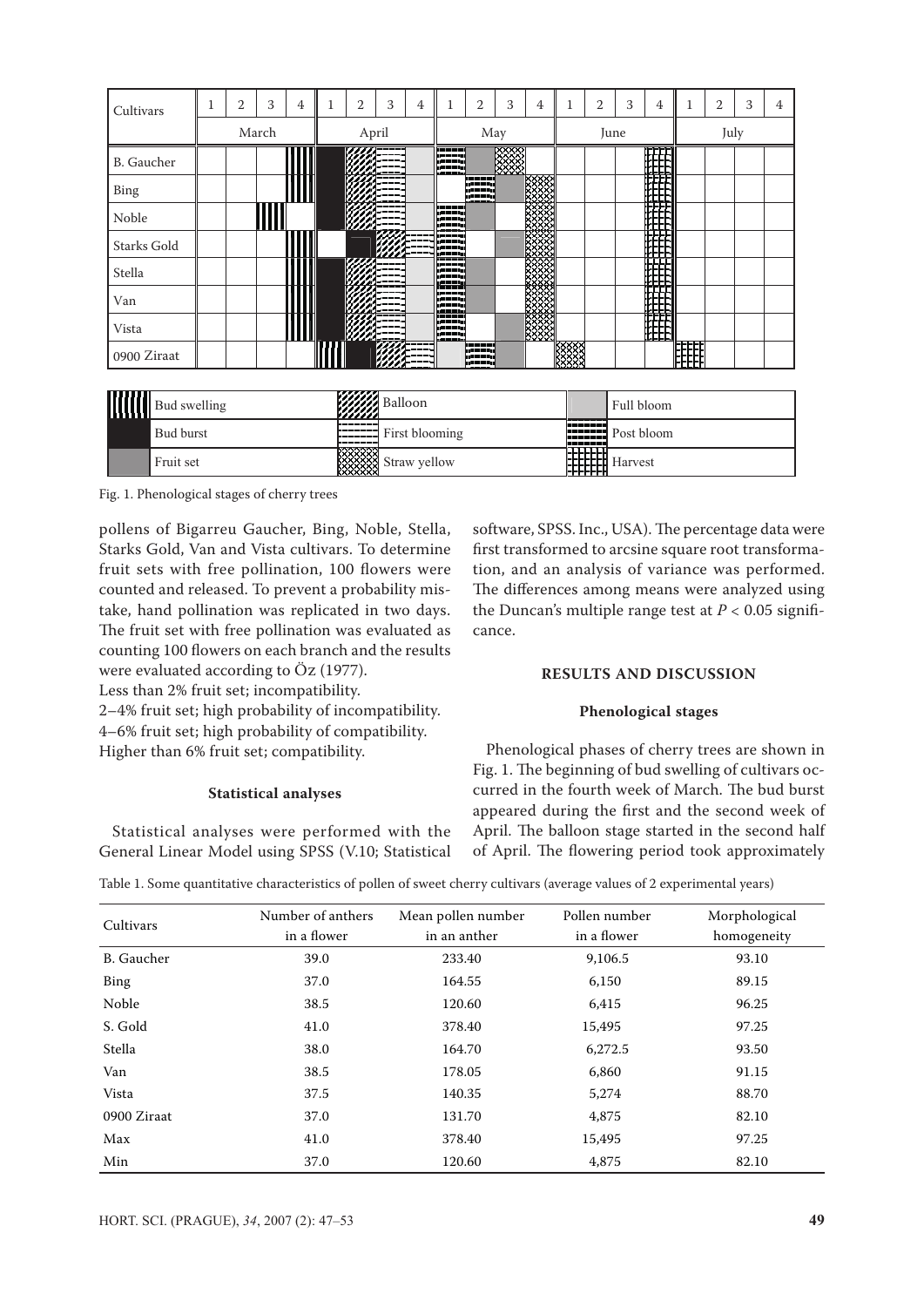| Bud swelling | Balloon | Full bloom |
|---|---|---|
| Bud burst | First blooming | Post bloom |
| Fruit set | Straw yellow | Harvest |

Fig. 1. Phenological stages of cherry trees

pollens of Bigarreu Gaucher, Bing, Noble, Stella, Starks Gold, Van and Vista cultivars. To determine fruit sets with free pollination, 100 flowers were counted and released. To prevent a probability mistake, hand pollination was replicated in two days. The fruit set with free pollination was evaluated as counting 100 flowers on each branch and the results were evaluated according to Öz (1977).

Less than 2% fruit set; incompatibility.

2–4% fruit set; high probability of incompatibility.

4–6% fruit set; high probability of compatibility.

Higher than 6% fruit set; compatibility.

### Statistical analyses

Statistical analyses were performed with the General Linear Model using SPSS (V.10; Statistical software, SPSS. Inc., USA). The percentage data were first transformed to arcsine square root transformation, and an analysis of variance was performed. The differences among means were analyzed using the Duncan's multiple range test at $P < 0.05$ significance.

## RESULTS AND DISCUSSION

### Phenological stages

Phenological phases of cherry trees are shown in Fig. 1. The beginning of bud swelling of cultivars occurred in the fourth week of March. The bud burst appeared during the first and the second week of April. The balloon stage started in the second half of April. The flowering period took approximately

Table 1. Some quantitative characteristics of pollen of sweet cherry cultivars (average values of 2 experimental years)

| Cultivars | Number of anthers in a flower | Mean pollen number in an anther | Pollen number in a flower | Morphological homogeneity |
|---|---|---|---|---|
| B. Gaucher | 39.0 | 233.40 | 9,106.5 | 93.10 |
| Bing | 37.0 | 164.55 | 6,150 | 89.15 |
| Noble | 38.5 | 120.60 | 6,415 | 96.25 |
| S. Gold | 41.0 | 378.40 | 15,495 | 97.25 |
| Stella | 38.0 | 164.70 | 6,272.5 | 93.50 |
| Van | 38.5 | 178.05 | 6,860 | 91.15 |
| Vista | 37.5 | 140.35 | 5,274 | 88.70 |
| 0900 Ziraat | 37.0 | 131.70 | 4,875 | 82.10 |
| Max | 41.0 | 378.40 | 15,495 | 97.25 |
| Min | 37.0 | 120.60 | 4,875 | 82.10 |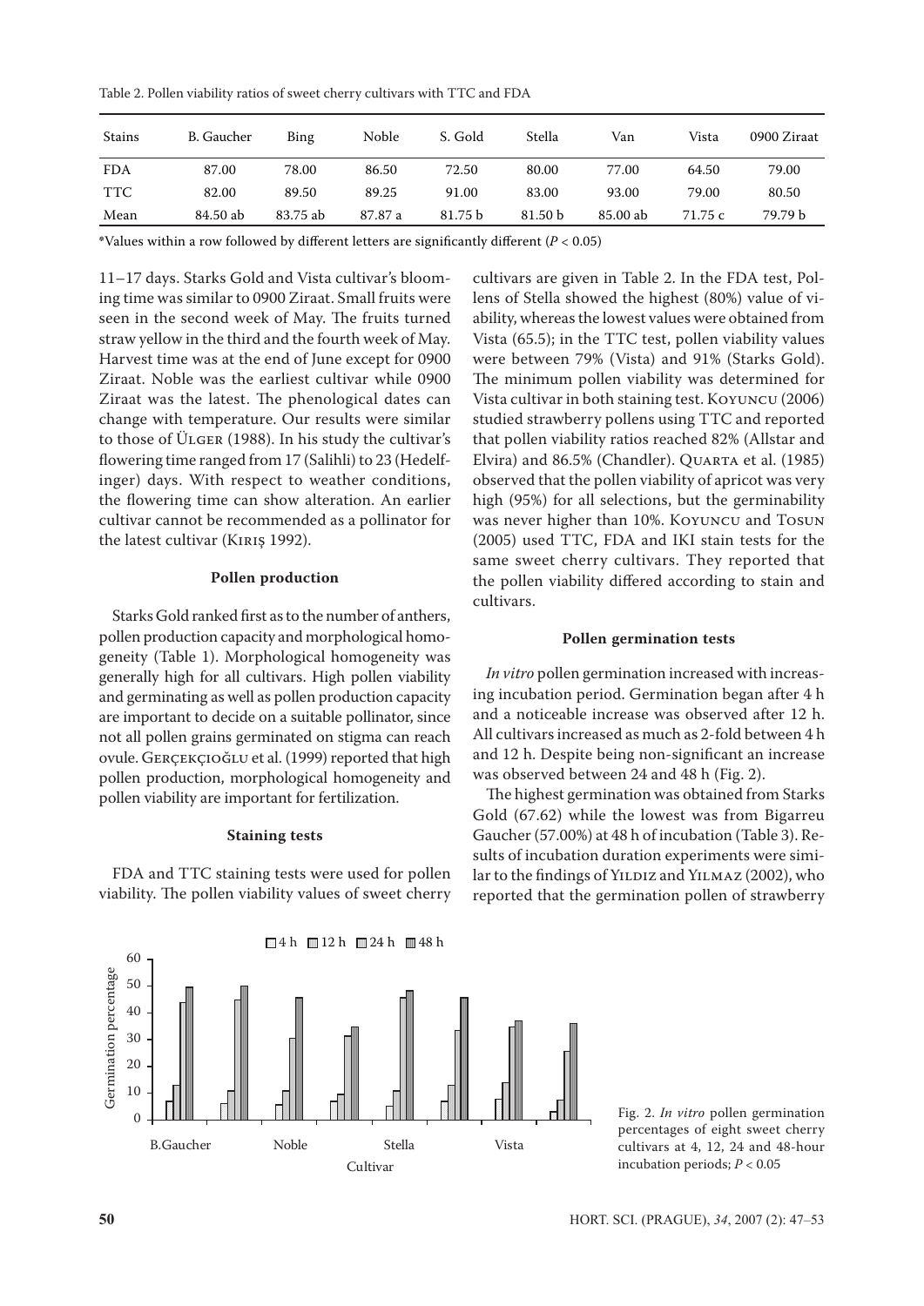Table 2. Pollen viability ratios of sweet cherry cultivars with TTC and FDA

| Stains | B. Gaucher | Bing | Noble | S. Gold | Stella | Van | Vista | 0900 Ziraat |
|---|---|---|---|---|---|---|---|---|
| FDA | 87.00 | 78.00 | 86.50 | 72.50 | 80.00 | 77.00 | 64.50 | 79.00 |
| TTC | 82.00 | 89.50 | 89.25 | 91.00 | 83.00 | 93.00 | 79.00 | 80.50 |
| Mean | 84.50 ab | 83.75 ab | 87.87 a | 81.75 b | 81.50 b | 85.00 ab | 71.75 c | 79.79 b |

*Values within a row followed by different letters are significantly different ($P < 0.05$)

11–17 days. Starks Gold and Vista cultivar's blooming time was similar to 0900 Ziraat. Small fruits were seen in the second week of May. The fruits turned straw yellow in the third and the fourth week of May. Harvest time was at the end of June except for 0900 Ziraat. Noble was the earliest cultivar while 0900 Ziraat was the latest. The phenological dates can change with temperature. Our results were similar to those of Ülger (1988). In his study the cultivar's flowering time ranged from 17 (Salihli) to 23 (Hedelfinger) days. With respect to weather conditions, the flowering time can show alteration. An earlier cultivar cannot be recommended as a pollinator for the latest cultivar (Kiriş 1992).

#### Pollen production

Starks Gold ranked first as to the number of anthers, pollen production capacity and morphological homogeneity (Table 1). Morphological homogeneity was generally high for all cultivars. High pollen viability and germinating as well as pollen production capacity are important to decide on a suitable pollinator, since not all pollen grains germinated on stigma can reach ovule. Gerçekçioğlu et al. (1999) reported that high pollen production, morphological homogeneity and pollen viability are important for fertilization.

#### Staining tests

FDA and TTC staining tests were used for pollen viability. The pollen viability values of sweet cherry cultivars are given in Table 2. In the FDA test, Pollens of Stella showed the highest (80%) value of viability, whereas the lowest values were obtained from Vista (65.5); in the TTC test, pollen viability values were between 79% (Vista) and 91% (Starks Gold). The minimum pollen viability was determined for Vista cultivar in both staining test. Koyuncu (2006) studied strawberry pollens using TTC and reported that pollen viability ratios reached 82% (Allstar and Elvira) and 86.5% (Chandler). Quarta et al. (1985) observed that the pollen viability of apricot was very high (95%) for all selections, but the germinability was never higher than 10%. Koyuncu and Tosun (2005) used TTC, FDA and IKI stain tests for the same sweet cherry cultivars. They reported that the pollen viability differed according to stain and cultivars.

#### Pollen germination tests

*In vitro* pollen germination increased with increasing incubation period. Germination began after 4 h and a noticeable increase was observed after 12 h. All cultivars increased as much as 2-fold between 4 h and 12 h. Despite being non-significant an increase was observed between 24 and 48 h (Fig. 2).

The highest germination was obtained from Starks Gold (67.62) while the lowest was from Bigarreu Gaucher (57.00%) at 48 h of incubation (Table 3). Results of incubation duration experiments were similar to the findings of Yildiz and Yilmaz (2002), who reported that the germination pollen of strawberry

Fig. 2. *In vitro* pollen germination percentages of eight sweet cherry cultivars at 4, 12, 24 and 48-hour incubation periods; $P < 0.05$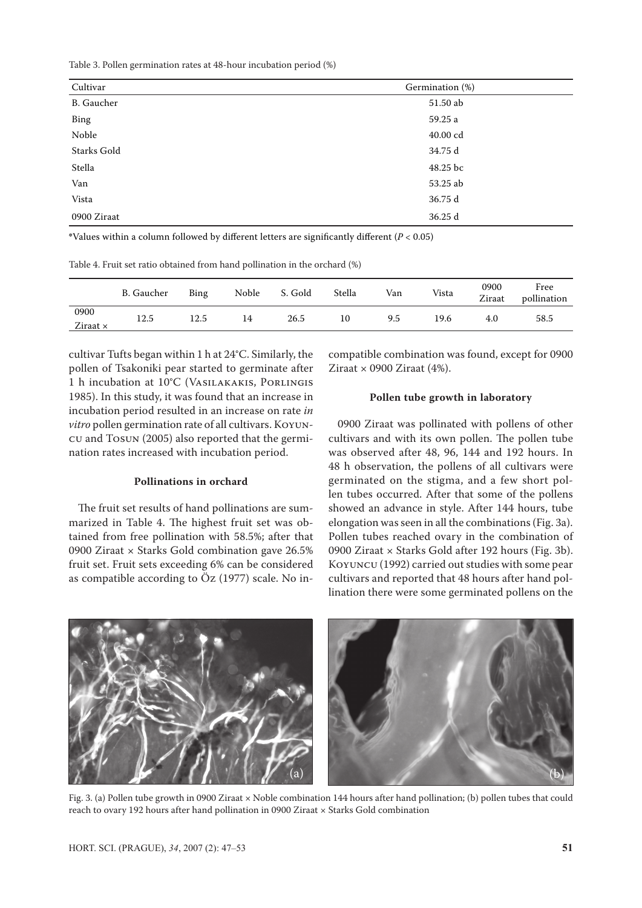Table 3. Pollen germination rates at 48-hour incubation period (%)

| Cultivar | Germination (%) |
|---|---|
| B. Gaucher | 51.50 ab |
| Bing | 59.25 a |
| Noble | 40.00 cd |
| Starks Gold | 34.75 d |
| Stella | 48.25 bc |
| Van | 53.25 ab |
| Vista | 36.75 d |
| 0900 Ziraat | 36.25 d |

*Values within a column followed by different letters are significantly different ($P < 0.05$)

Table 4. Fruit set ratio obtained from hand pollination in the orchard (%)

| | B. Gaucher | Bing | Noble | S. Gold | Stella | Van | Vista | 0900 Ziraat | Free pollination |
|---|---|---|---|---|---|---|---|---|---|
| 0900 Ziraat × | 12.5 | 12.5 | 14 | 26.5 | 10 | 9.5 | 19.6 | 4.0 | 58.5 |

cultivar Tufts began within 1 h at 24°C. Similarly, the pollen of Tsakoniki pear started to germinate after 1 h incubation at 10°C (Vasilakakis, Porlingis 1985). In this study, it was found that an increase in incubation period resulted in an increase on rate *in vitro* pollen germination rate of all cultivars. Koyuncu and Tosun (2005) also reported that the germination rates increased with incubation period.

### Pollinations in orchard

The fruit set results of hand pollinations are summarized in Table 4. The highest fruit set was obtained from free pollination with 58.5%; after that 0900 Ziraat × Starks Gold combination gave 26.5% fruit set. Fruit sets exceeding 6% can be considered as compatible according to Öz (1977) scale. No incompatible combination was found, except for 0900 Ziraat × 0900 Ziraat (4%).

### Pollen tube growth in laboratory

0900 Ziraat was pollinated with pollens of other cultivars and with its own pollen. The pollen tube was observed after 48, 96, 144 and 192 hours. In 48 h observation, the pollens of all cultivars were germinated on the stigma, and a few short pollen tubes occurred. After that some of the pollens showed an advance in style. After 144 hours, tube elongation was seen in all the combinations (Fig. 3a). Pollen tubes reached ovary in the combination of 0900 Ziraat × Starks Gold after 192 hours (Fig. 3b). Koyuncu (1992) carried out studies with some pear cultivars and reported that 48 hours after hand pollination there were some germinated pollens on the

Fig. 3. (a) Pollen tube growth in 0900 Ziraat × Noble combination 144 hours after hand pollination; (b) pollen tubes that could reach to ovary 192 hours after hand pollination in 0900 Ziraat × Starks Gold combination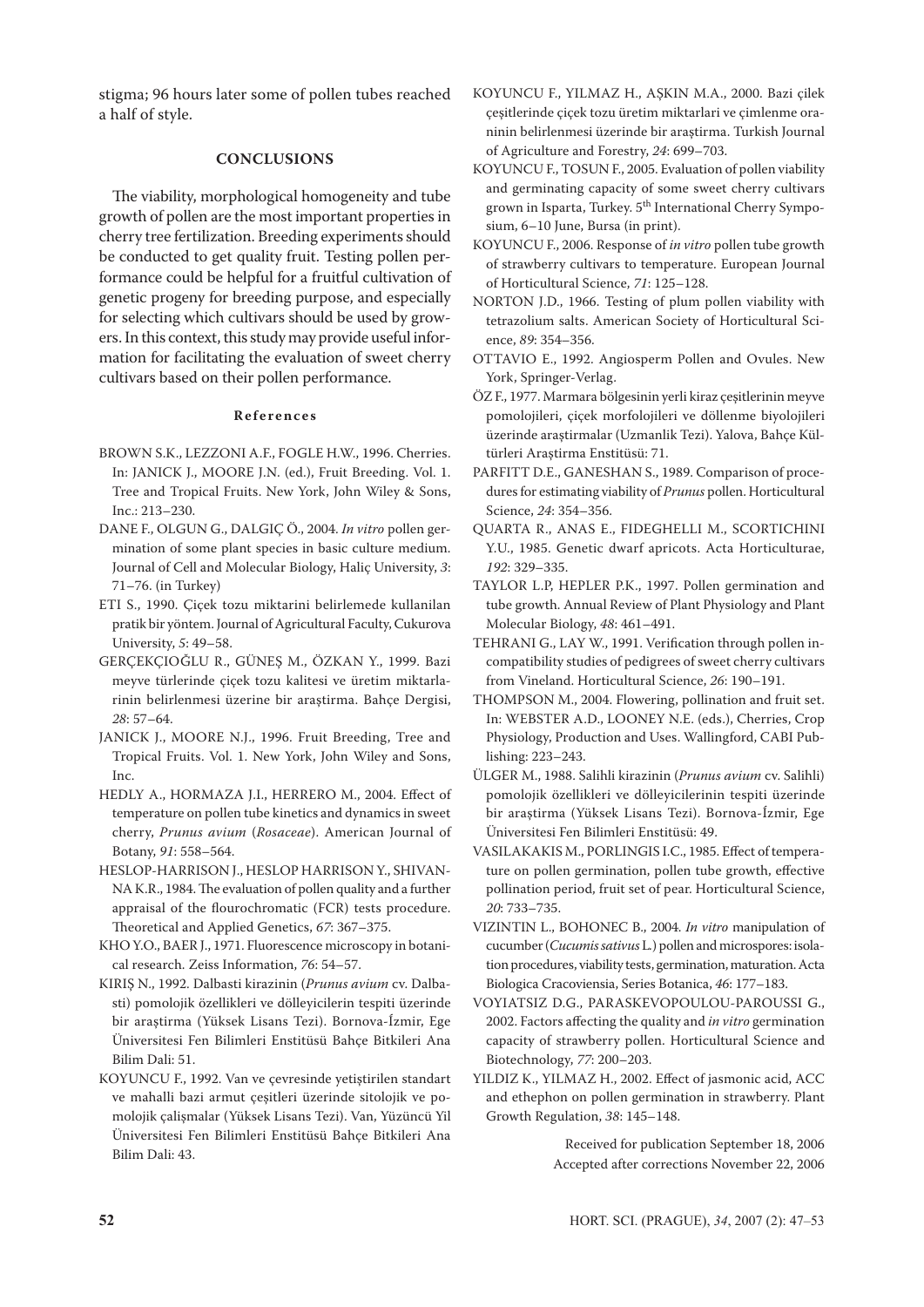stigma; 96 hours later some of pollen tubes reached a half of style.

## CONCLUSIONS

The viability, morphological homogeneity and tube growth of pollen are the most important properties in cherry tree fertilization. Breeding experiments should be conducted to get quality fruit. Testing pollen performance could be helpful for a fruitful cultivation of genetic progeny for breeding purpose, and especially for selecting which cultivars should be used by growers. In this context, this study may provide useful information for facilitating the evaluation of sweet cherry cultivars based on their pollen performance.

### References

BROWN S.K., LEZZONI A.F., FOGLE H.W., 1996. Cherries. In: JANICK J., MOORE J.N. (ed.), Fruit Breeding. Vol. 1. Tree and Tropical Fruits. New York, John Wiley & Sons, Inc.: 213–230.

DANE F., OLGUN G., DALGIÇ Ö., 2004. *In vitro* pollen germination of some plant species in basic culture medium. Journal of Cell and Molecular Biology, Haliç University, *3*: 71–76. (in Turkey)

ETI S., 1990. Çiçek tozu miktarini belirlemede kullanilan pratik bir yöntem. Journal of Agricultural Faculty, Cukurova University, *5*: 49–58.

GERÇEKÇIOĞLU R., GÜNEŞ M., ÖZKAN Y., 1999. Bazi meyve türlerinde çiçek tozu kalitesi ve üretim miktarlarinin belirlenmesi üzerine bir araştirma. Bahçe Dergisi, *28*: 57–64.

JANICK J., MOORE N.J., 1996. Fruit Breeding, Tree and Tropical Fruits. Vol. 1. New York, John Wiley and Sons, Inc.

HEDLY A., HORMAZA J.I., HERRERO M., 2004. Effect of temperature on pollen tube kinetics and dynamics in sweet cherry, *Prunus avium* (*Rosaceae*). American Journal of Botany, *91*: 558–564.

HESLOP-HARRISON J., HESLOP HARRISON Y., SHIVANNA K.R., 1984. The evaluation of pollen quality and a further appraisal of the flourochromatic (FCR) tests procedure. Theoretical and Applied Genetics, *67*: 367–375.

KHO Y.O., BAER J., 1971. Fluorescence microscopy in botanical research. Zeiss Information, *76*: 54–57.

KIRIŞ N., 1992. Dalbasti kirazinin (*Prunus avium* cv. Dalbasti) pomolojik özellikleri ve dölleyicilerin tespiti üzerinde bir araştirma (Yüksek Lisans Tezi). Bornova-İzmir, Ege Üniversitesi Fen Bilimleri Enstitüsü Bahçe Bitkileri Ana Bilim Dali: 51.

KOYUNCU F., 1992. Van ve çevresinde yetiştirilen standart ve mahalli bazi armut çeşitleri üzerinde sitolojik ve pomolojik çalişmalar (Yüksek Lisans Tezi). Van, Yüzüncü Yil Üniversitesi Fen Bilimleri Enstitüsü Bahçe Bitkileri Ana Bilim Dali: 43.

KOYUNCU F., YILMAZ H., AŞKIN M.A., 2000. Bazi çilek çeşitlerinde çiçek tozu üretim miktarlari ve çimlenme oraninin belirlenmesi üzerinde bir araştirma. Turkish Journal of Agriculture and Forestry, *24*: 699–703.

KOYUNCU F., TOSUN F., 2005. Evaluation of pollen viability and germinating capacity of some sweet cherry cultivars grown in Isparta, Turkey. 5th International Cherry Symposium, 6–10 June, Bursa (in print).

KOYUNCU F., 2006. Response of *in vitro* pollen tube growth of strawberry cultivars to temperature. European Journal of Horticultural Science, *71*: 125–128.

NORTON J.D., 1966. Testing of plum pollen viability with tetrazolium salts. American Society of Horticultural Science, *89*: 354–356.

OTTAVIO E., 1992. Angiosperm Pollen and Ovules. New York, Springer-Verlag.

ÖZ F., 1977. Marmara bölgesinin yerli kiraz çeşitlerinin meyve pomolojileri, çiçek morfolojileri ve döllenme biyolojileri üzerinde araştirmalar (Uzmanlik Tezi). Yalova, Bahçe Kültürleri Araştirma Enstitüsü: 71.

PARFITT D.E., GANESHAN S., 1989. Comparison of procedures for estimating viability of *Prunus* pollen. Horticultural Science, *24*: 354–356.

QUARTA R., ANAS E., FIDEGHELLI M., SCORTICHINI Y.U., 1985. Genetic dwarf apricots. Acta Horticulturae, *192*: 329–335.

TAYLOR L.P, HEPLER P.K., 1997. Pollen germination and tube growth. Annual Review of Plant Physiology and Plant Molecular Biology, *48*: 461–491.

TEHRANI G., LAY W., 1991. Verification through pollen incompatibility studies of pedigrees of sweet cherry cultivars from Vineland. Horticultural Science, *26*: 190–191.

THOMPSON M., 2004. Flowering, pollination and fruit set. In: WEBSTER A.D., LOONEY N.E. (eds.), Cherries, Crop Physiology, Production and Uses. Wallingford, CABI Publishing: 223–243.

ÜLGER M., 1988. Salihli kirazinin (*Prunus avium* cv. Salihli) pomolojik özellikleri ve dölleyicilerinin tespiti üzerinde bir araştirma (Yüksek Lisans Tezi). Bornova-İzmir, Ege Üniversitesi Fen Bilimleri Enstitüsü: 49.

VASILAKAKIS M., PORLINGIS I.C., 1985. Effect of temperature on pollen germination, pollen tube growth, effective pollination period, fruit set of pear. Horticultural Science, *20*: 733–735.

VIZINTIN L., BOHONEC B., 2004. *In vitro* manipulation of cucumber (*Cucumis sativus* L.) pollen and microspores: isolation procedures, viability tests, germination, maturation. Acta Biologica Cracoviensia, Series Botanica, *46*: 177–183.

VOYIATSIZ D.G., PARASKEVOPOULOU-PAROUSSI G., 2002. Factors affecting the quality and *in vitro* germination capacity of strawberry pollen. Horticultural Science and Biotechnology, *77*: 200–203.

YILDIZ K., YILMAZ H., 2002. Effect of jasmonic acid, ACC and ethephon on pollen germination in strawberry. Plant Growth Regulation, *38*: 145–148.

Received for publication September 18, 2006
Accepted after corrections November 22, 2006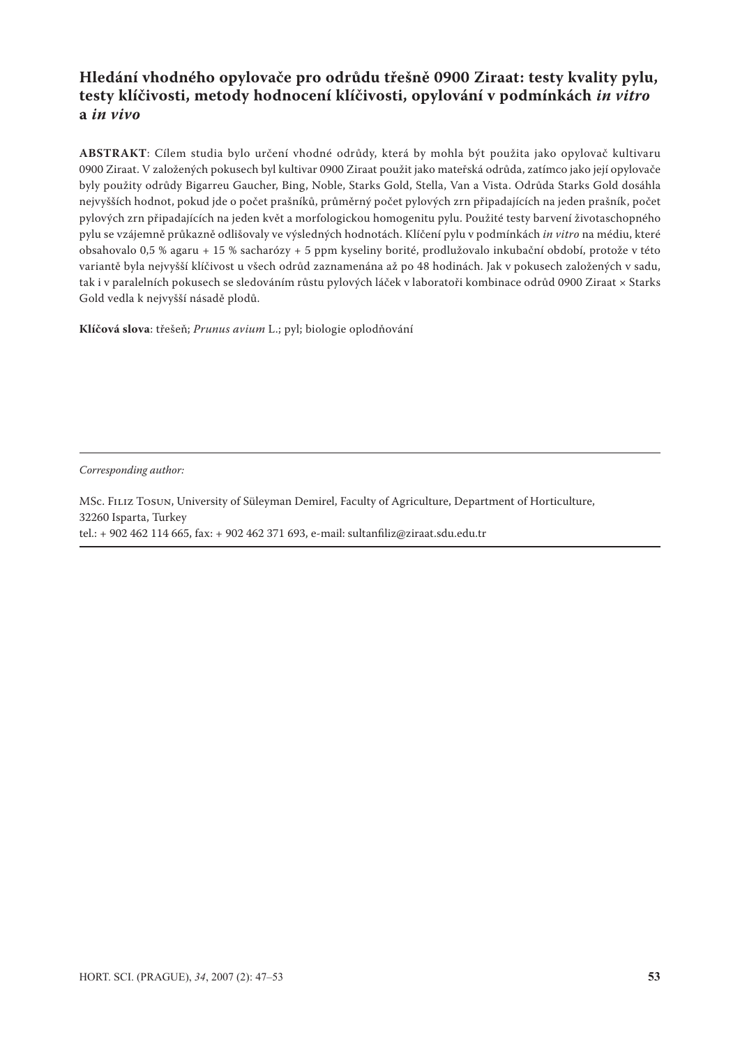## Hledání vhodného opylovače pro odrůdu třešně 0900 Ziraat: testy kvality pylu, testy klíčivosti, metody hodnocení klíčivosti, opylování v podmínkách *in vitro* a *in vivo*

**ABSTRAKT**: Cílem studia bylo určení vhodné odrůdy, která by mohla být použita jako opylovač kultivaru 0900 Ziraat. V založených pokusech byl kultivar 0900 Ziraat použit jako mateřská odrůda, zatímco jako její opylovače byly použity odrůdy Bigarreu Gaucher, Bing, Noble, Starks Gold, Stella, Van a Vista. Odrůda Starks Gold dosáhla nejvyšších hodnot, pokud jde o počet prašníků, průměrný počet pylových zrn připadajících na jeden prašník, počet pylových zrn připadajících na jeden květ a morfologickou homogenitu pylu. Použité testy barvení životaschopného pylu se vzájemně průkazně odlišovaly ve výsledných hodnotách. Klíčení pylu v podmínkách *in vitro* na médiu, které obsahovalo 0,5 % agaru + 15 % sacharózy + 5 ppm kyseliny borité, prodlužovalo inkubační období, protože v této variantě byla nejvyšší klíčivost u všech odrůd zaznamenána až po 48 hodinách. Jak v pokusech založených v sadu, tak i v paralelních pokusech se sledováním růstu pylových láček v laboratoři kombinace odrůd 0900 Ziraat × Starks Gold vedla k nejvyšší násadě plodů.

**Klíčová slova**: třešeň; *Prunus avium* L.; pyl; biologie oplodňování

---

*Corresponding author:*

MSc. Filiz Tosun, University of Süleyman Demirel, Faculty of Agriculture, Department of Horticulture, 32260 Isparta, Turkey
tel.: + 902 462 114 665, fax: + 902 462 371 693, e-mail: sultanfiliz@ziraat.sdu.edu.tr